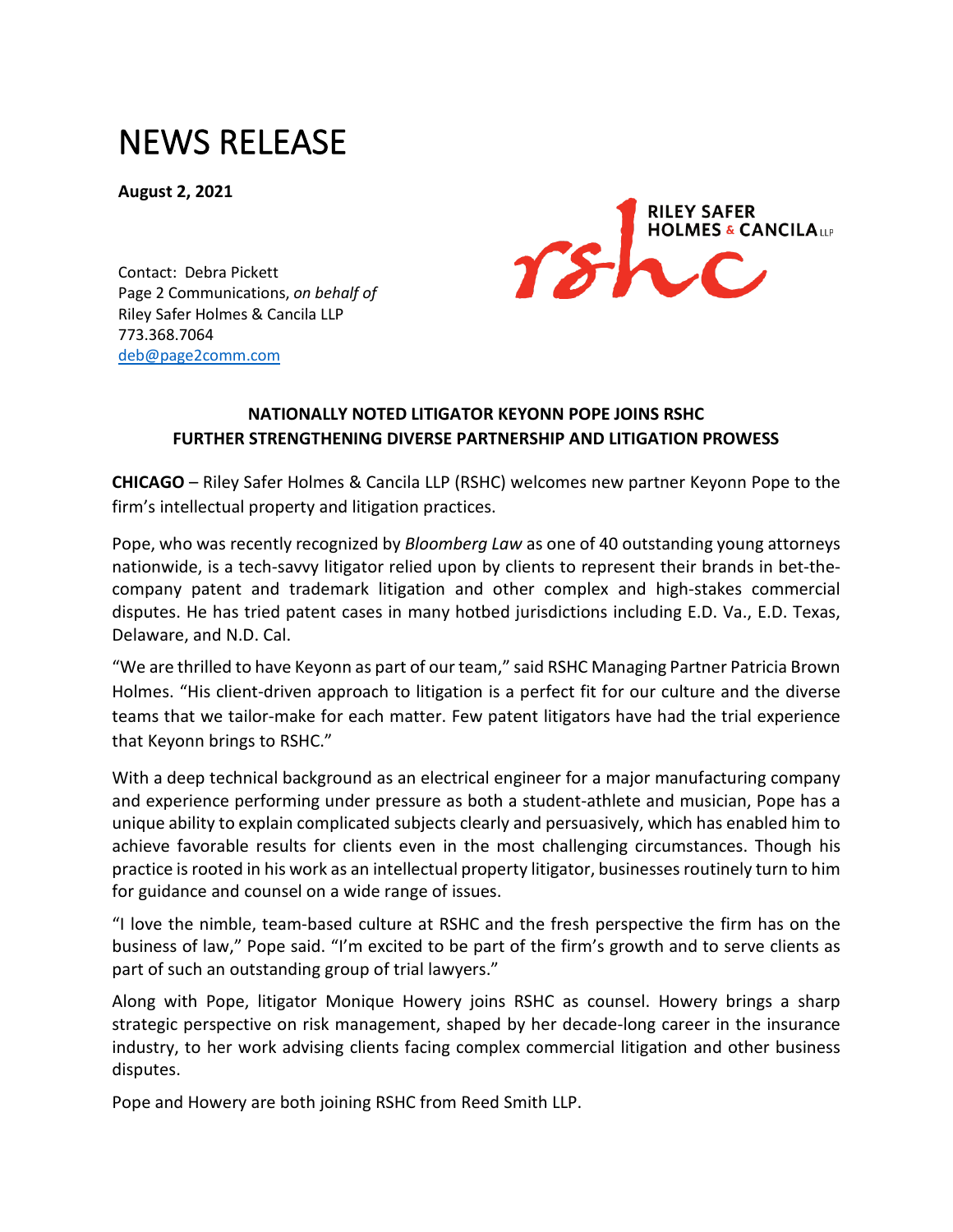# NEWS RELEASE

**August 2, 2021**

Contact: Debra Pickett
Page 2 Communications, *on behalf of*
Riley Safer Holmes & Cancila LLP
773.368.7064
deb@page2comm.com

RILEY SAFER HOLMES & CANCILA LLP

**NATIONALLY NOTED LITIGATOR KEYONN POPE JOINS RSHC FURTHER STRENGTHENING DIVERSE PARTNERSHIP AND LITIGATION PROWESS**

**CHICAGO** – Riley Safer Holmes & Cancila LLP (RSHC) welcomes new partner Keyonn Pope to the firm's intellectual property and litigation practices.

Pope, who was recently recognized by *Bloomberg Law* as one of 40 outstanding young attorneys nationwide, is a tech-savvy litigator relied upon by clients to represent their brands in bet-the-company patent and trademark litigation and other complex and high-stakes commercial disputes. He has tried patent cases in many hotbed jurisdictions including E.D. Va., E.D. Texas, Delaware, and N.D. Cal.

"We are thrilled to have Keyonn as part of our team," said RSHC Managing Partner Patricia Brown Holmes. "His client-driven approach to litigation is a perfect fit for our culture and the diverse teams that we tailor-make for each matter. Few patent litigators have had the trial experience that Keyonn brings to RSHC."

With a deep technical background as an electrical engineer for a major manufacturing company and experience performing under pressure as both a student-athlete and musician, Pope has a unique ability to explain complicated subjects clearly and persuasively, which has enabled him to achieve favorable results for clients even in the most challenging circumstances. Though his practice is rooted in his work as an intellectual property litigator, businesses routinely turn to him for guidance and counsel on a wide range of issues.

"I love the nimble, team-based culture at RSHC and the fresh perspective the firm has on the business of law," Pope said. "I'm excited to be part of the firm's growth and to serve clients as part of such an outstanding group of trial lawyers."

Along with Pope, litigator Monique Howery joins RSHC as counsel. Howery brings a sharp strategic perspective on risk management, shaped by her decade-long career in the insurance industry, to her work advising clients facing complex commercial litigation and other business disputes.

Pope and Howery are both joining RSHC from Reed Smith LLP.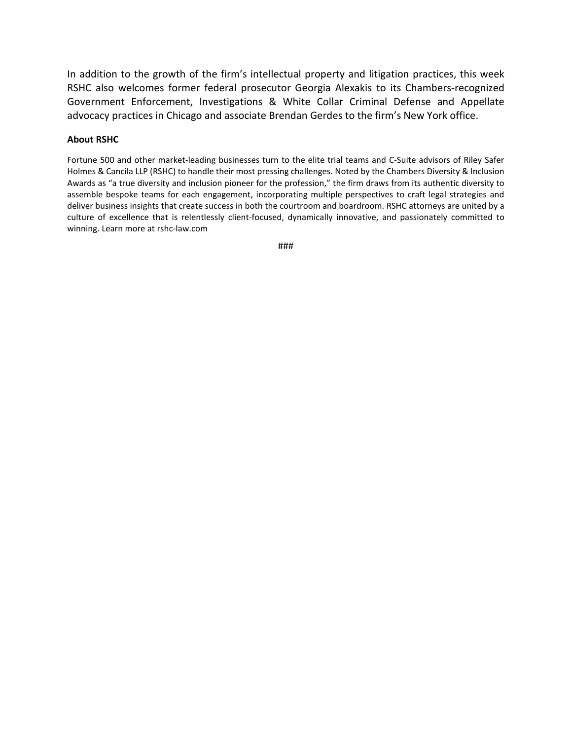In addition to the growth of the firm's intellectual property and litigation practices, this week RSHC also welcomes former federal prosecutor Georgia Alexakis to its Chambers-recognized Government Enforcement, Investigations & White Collar Criminal Defense and Appellate advocacy practices in Chicago and associate Brendan Gerdes to the firm's New York office.

**About RSHC**

Fortune 500 and other market-leading businesses turn to the elite trial teams and C-Suite advisors of Riley Safer Holmes & Cancila LLP (RSHC) to handle their most pressing challenges. Noted by the Chambers Diversity & Inclusion Awards as "a true diversity and inclusion pioneer for the profession," the firm draws from its authentic diversity to assemble bespoke teams for each engagement, incorporating multiple perspectives to craft legal strategies and deliver business insights that create success in both the courtroom and boardroom. RSHC attorneys are united by a culture of excellence that is relentlessly client-focused, dynamically innovative, and passionately committed to winning. Learn more at rshc-law.com

###